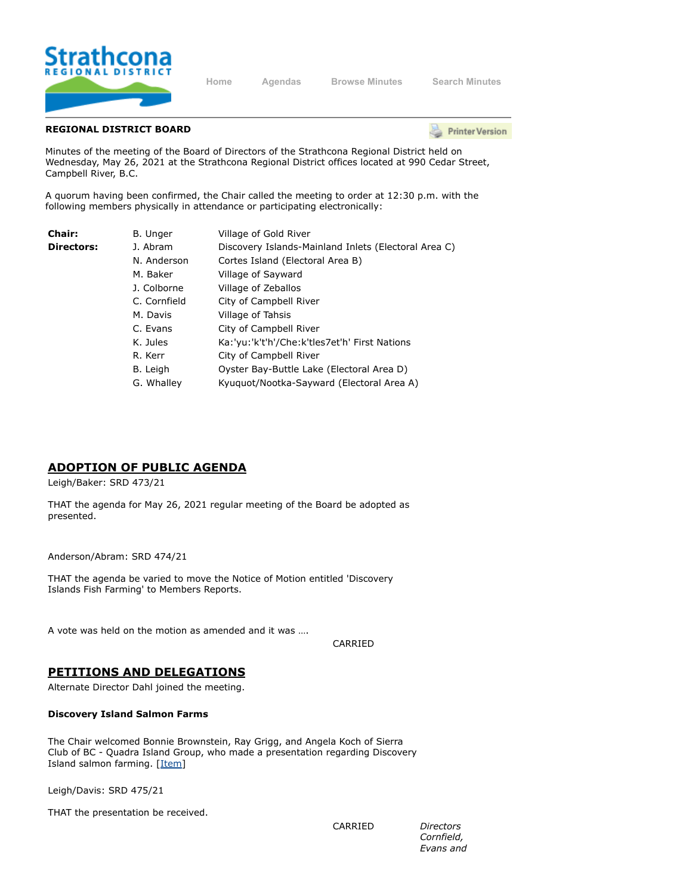**REGIONAL DISTRICT BOARD**

Minutes of the meeting of the Board of Directors of the Strathcona Regional District held on Wednesday, May 26, 2021 at the Strathcona Regional District offices located at 990 Cedar Street, Campbell River, B.C.

A quorum having been confirmed, the Chair called the meeting to order at 12:30 p.m. with the following members physically in attendance or participating electronically:

| | | |
|---|---|---|
| **Chair:** | B. Unger | Village of Gold River |
| **Directors:** | J. Abram | Discovery Islands-Mainland Inlets (Electoral Area C) |
| | N. Anderson | Cortes Island (Electoral Area B) |
| | M. Baker | Village of Sayward |
| | J. Colborne | Village of Zeballos |
| | C. Cornfield | City of Campbell River |
| | M. Davis | Village of Tahsis |
| | C. Evans | City of Campbell River |
| | K. Jules | Ka:'yu:'k't'h'/Che:k'tles7et'h' First Nations |
| | R. Kerr | City of Campbell River |
| | B. Leigh | Oyster Bay-Buttle Lake (Electoral Area D) |
| | G. Whalley | Kyuquot/Nootka-Sayward (Electoral Area A) |

## ADOPTION OF PUBLIC AGENDA

Leigh/Baker: SRD 473/21

THAT the agenda for May 26, 2021 regular meeting of the Board be adopted as presented.

Anderson/Abram: SRD 474/21

THAT the agenda be varied to move the Notice of Motion entitled 'Discovery Islands Fish Farming' to Members Reports.

A vote was held on the motion as amended and it was ….

CARRIED

## PETITIONS AND DELEGATIONS

Alternate Director Dahl joined the meeting.

**Discovery Island Salmon Farms**

The Chair welcomed Bonnie Brownstein, Ray Grigg, and Angela Koch of Sierra Club of BC - Quadra Island Group, who made a presentation regarding Discovery Island salmon farming. [Item]

Leigh/Davis: SRD 475/21

THAT the presentation be received.

CARRIED *Directors Cornfield, Evans and*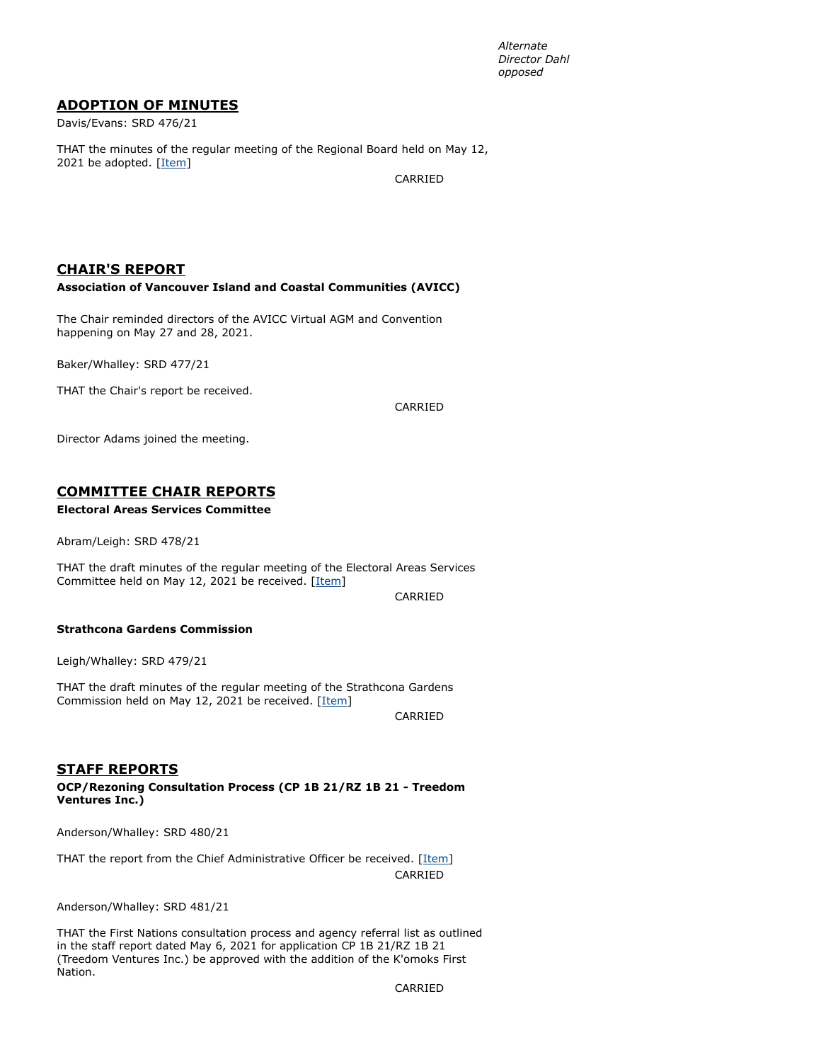*Alternate Director Dahl opposed*

## ADOPTION OF MINUTES

Davis/Evans: SRD 476/21

THAT the minutes of the regular meeting of the Regional Board held on May 12, 2021 be adopted. [Item]

CARRIED

## CHAIR'S REPORT

**Association of Vancouver Island and Coastal Communities (AVICC)**

The Chair reminded directors of the AVICC Virtual AGM and Convention happening on May 27 and 28, 2021.

Baker/Whalley: SRD 477/21

THAT the Chair's report be received.

CARRIED

Director Adams joined the meeting.

## COMMITTEE CHAIR REPORTS

**Electoral Areas Services Committee**

Abram/Leigh: SRD 478/21

THAT the draft minutes of the regular meeting of the Electoral Areas Services Committee held on May 12, 2021 be received. [Item]

CARRIED

**Strathcona Gardens Commission**

Leigh/Whalley: SRD 479/21

THAT the draft minutes of the regular meeting of the Strathcona Gardens Commission held on May 12, 2021 be received. [Item]

CARRIED

## STAFF REPORTS

**OCP/Rezoning Consultation Process (CP 1B 21/RZ 1B 21 - Treedom Ventures Inc.)**

Anderson/Whalley: SRD 480/21

THAT the report from the Chief Administrative Officer be received. [Item]

CARRIED

Anderson/Whalley: SRD 481/21

THAT the First Nations consultation process and agency referral list as outlined in the staff report dated May 6, 2021 for application CP 1B 21/RZ 1B 21 (Treedom Ventures Inc.) be approved with the addition of the K'omoks First Nation.

CARRIED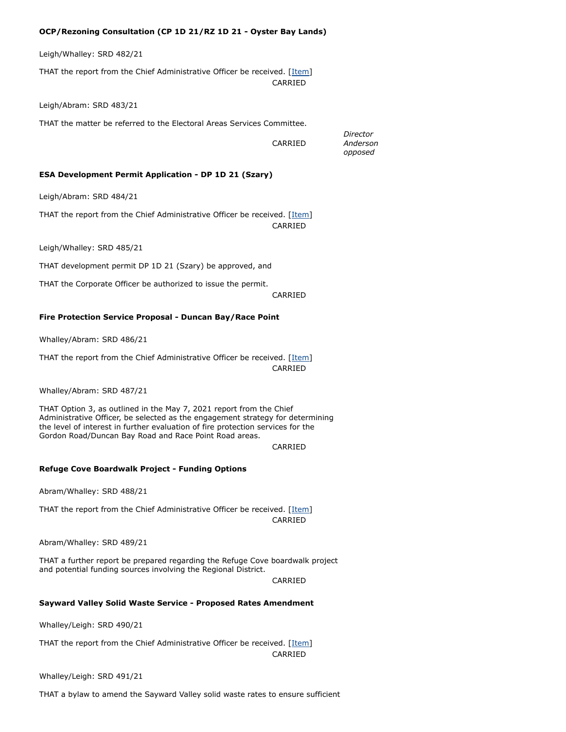**OCP/Rezoning Consultation (CP 1D 21/RZ 1D 21 - Oyster Bay Lands)**

Leigh/Whalley: SRD 482/21

THAT the report from the Chief Administrative Officer be received. [Item]

CARRIED

Leigh/Abram: SRD 483/21

THAT the matter be referred to the Electoral Areas Services Committee.

CARRIED *Director Anderson opposed*

**ESA Development Permit Application - DP 1D 21 (Szary)**

Leigh/Abram: SRD 484/21

THAT the report from the Chief Administrative Officer be received. [Item]

CARRIED

Leigh/Whalley: SRD 485/21

THAT development permit DP 1D 21 (Szary) be approved, and

THAT the Corporate Officer be authorized to issue the permit.

CARRIED

**Fire Protection Service Proposal - Duncan Bay/Race Point**

Whalley/Abram: SRD 486/21

THAT the report from the Chief Administrative Officer be received. [Item]

CARRIED

Whalley/Abram: SRD 487/21

THAT Option 3, as outlined in the May 7, 2021 report from the Chief Administrative Officer, be selected as the engagement strategy for determining the level of interest in further evaluation of fire protection services for the Gordon Road/Duncan Bay Road and Race Point Road areas.

CARRIED

**Refuge Cove Boardwalk Project - Funding Options**

Abram/Whalley: SRD 488/21

THAT the report from the Chief Administrative Officer be received. [Item]

CARRIED

Abram/Whalley: SRD 489/21

THAT a further report be prepared regarding the Refuge Cove boardwalk project and potential funding sources involving the Regional District.

CARRIED

**Sayward Valley Solid Waste Service - Proposed Rates Amendment**

Whalley/Leigh: SRD 490/21

THAT the report from the Chief Administrative Officer be received. [Item]

CARRIED

Whalley/Leigh: SRD 491/21

THAT a bylaw to amend the Sayward Valley solid waste rates to ensure sufficient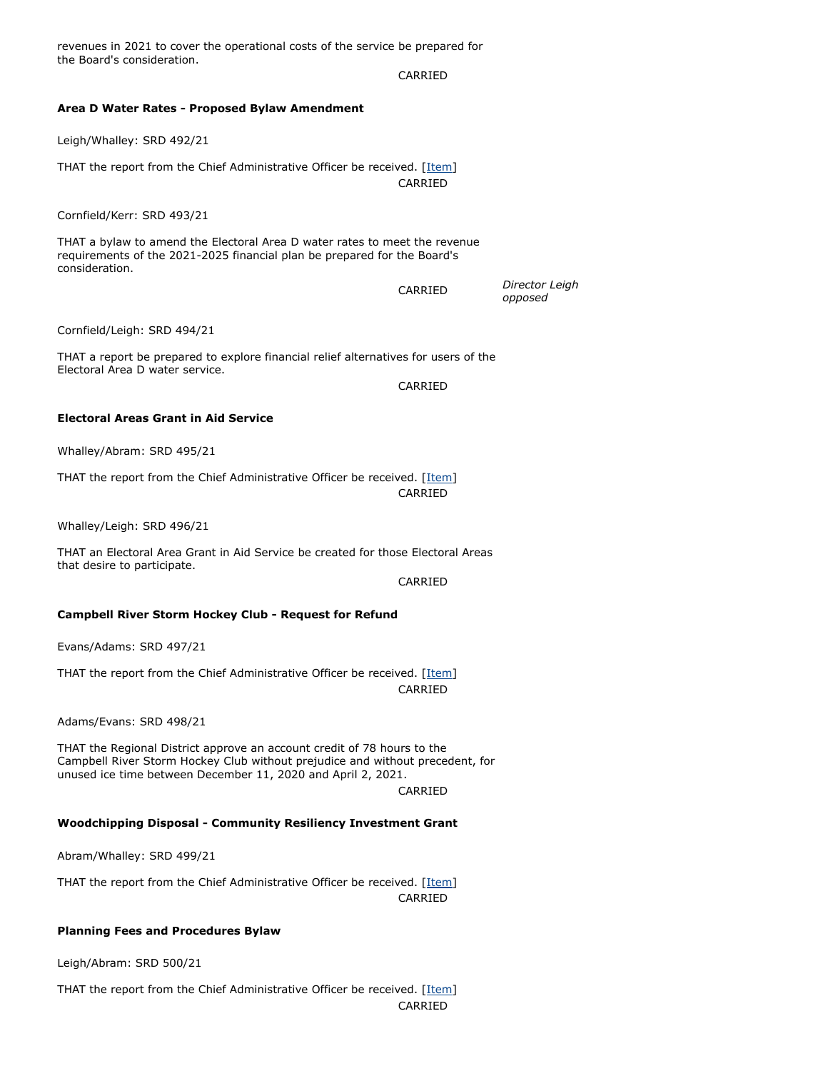revenues in 2021 to cover the operational costs of the service be prepared for the Board's consideration.

CARRIED

**Area D Water Rates - Proposed Bylaw Amendment**

Leigh/Whalley: SRD 492/21

THAT the report from the Chief Administrative Officer be received. [Item]

CARRIED

Cornfield/Kerr: SRD 493/21

THAT a bylaw to amend the Electoral Area D water rates to meet the revenue requirements of the 2021-2025 financial plan be prepared for the Board's consideration.

CARRIED *Director Leigh opposed*

Cornfield/Leigh: SRD 494/21

THAT a report be prepared to explore financial relief alternatives for users of the Electoral Area D water service.

CARRIED

**Electoral Areas Grant in Aid Service**

Whalley/Abram: SRD 495/21

THAT the report from the Chief Administrative Officer be received. [Item]

CARRIED

Whalley/Leigh: SRD 496/21

THAT an Electoral Area Grant in Aid Service be created for those Electoral Areas that desire to participate.

CARRIED

**Campbell River Storm Hockey Club - Request for Refund**

Evans/Adams: SRD 497/21

THAT the report from the Chief Administrative Officer be received. [Item]

CARRIED

Adams/Evans: SRD 498/21

THAT the Regional District approve an account credit of 78 hours to the Campbell River Storm Hockey Club without prejudice and without precedent, for unused ice time between December 11, 2020 and April 2, 2021.

CARRIED

**Woodchipping Disposal - Community Resiliency Investment Grant**

Abram/Whalley: SRD 499/21

THAT the report from the Chief Administrative Officer be received. [Item]

CARRIED

**Planning Fees and Procedures Bylaw**

Leigh/Abram: SRD 500/21

THAT the report from the Chief Administrative Officer be received. [Item]

CARRIED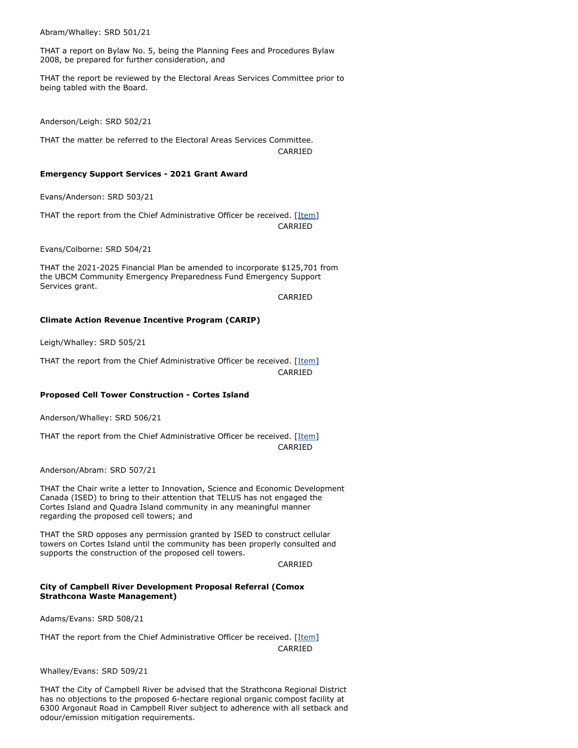Abram/Whalley: SRD 501/21

THAT a report on Bylaw No. 5, being the Planning Fees and Procedures Bylaw 2008, be prepared for further consideration, and

THAT the report be reviewed by the Electoral Areas Services Committee prior to being tabled with the Board.

Anderson/Leigh: SRD 502/21

THAT the matter be referred to the Electoral Areas Services Committee.

CARRIED

**Emergency Support Services - 2021 Grant Award**

Evans/Anderson: SRD 503/21

THAT the report from the Chief Administrative Officer be received. [Item]

CARRIED

Evans/Colborne: SRD 504/21

THAT the 2021-2025 Financial Plan be amended to incorporate $125,701 from the UBCM Community Emergency Preparedness Fund Emergency Support Services grant.

CARRIED

**Climate Action Revenue Incentive Program (CARIP)**

Leigh/Whalley: SRD 505/21

THAT the report from the Chief Administrative Officer be received. [Item]

CARRIED

**Proposed Cell Tower Construction - Cortes Island**

Anderson/Whalley: SRD 506/21

THAT the report from the Chief Administrative Officer be received. [Item]

CARRIED

Anderson/Abram: SRD 507/21

THAT the Chair write a letter to Innovation, Science and Economic Development Canada (ISED) to bring to their attention that TELUS has not engaged the Cortes Island and Quadra Island community in any meaningful manner regarding the proposed cell towers; and

THAT the SRD opposes any permission granted by ISED to construct cellular towers on Cortes Island until the community has been properly consulted and supports the construction of the proposed cell towers.

CARRIED

**City of Campbell River Development Proposal Referral (Comox Strathcona Waste Management)**

Adams/Evans: SRD 508/21

THAT the report from the Chief Administrative Officer be received. [Item]

CARRIED

Whalley/Evans: SRD 509/21

THAT the City of Campbell River be advised that the Strathcona Regional District has no objections to the proposed 6-hectare regional organic compost facility at 6300 Argonaut Road in Campbell River subject to adherence with all setback and odour/emission mitigation requirements.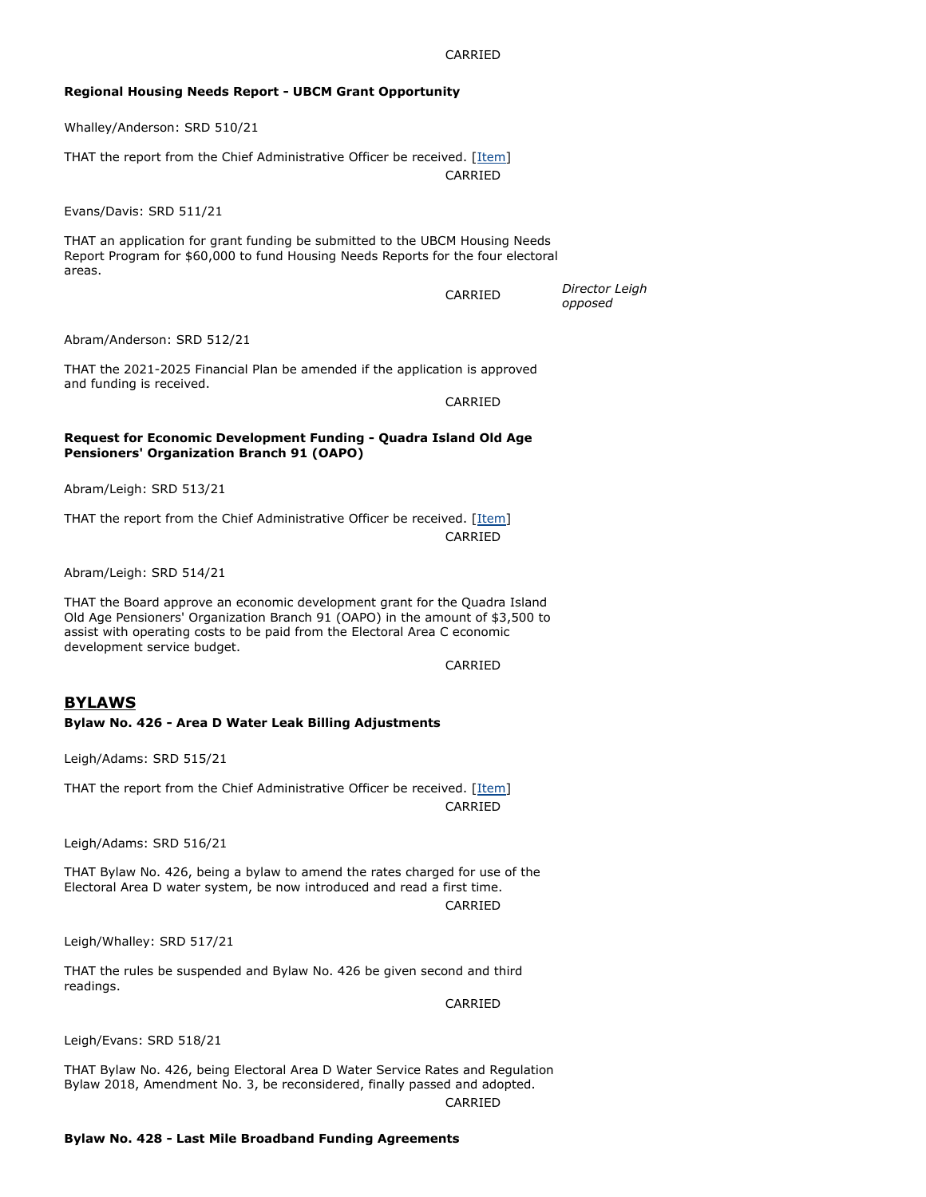CARRIED

**Regional Housing Needs Report - UBCM Grant Opportunity**

Whalley/Anderson: SRD 510/21

THAT the report from the Chief Administrative Officer be received. [Item]

CARRIED

Evans/Davis: SRD 511/21

THAT an application for grant funding be submitted to the UBCM Housing Needs Report Program for $60,000 to fund Housing Needs Reports for the four electoral areas.

CARRIED *Director Leigh opposed*

Abram/Anderson: SRD 512/21

THAT the 2021-2025 Financial Plan be amended if the application is approved and funding is received.

CARRIED

**Request for Economic Development Funding - Quadra Island Old Age Pensioners' Organization Branch 91 (OAPO)**

Abram/Leigh: SRD 513/21

THAT the report from the Chief Administrative Officer be received. [Item]

CARRIED

Abram/Leigh: SRD 514/21

THAT the Board approve an economic development grant for the Quadra Island Old Age Pensioners' Organization Branch 91 (OAPO) in the amount of $3,500 to assist with operating costs to be paid from the Electoral Area C economic development service budget.

CARRIED

## BYLAWS

**Bylaw No. 426 - Area D Water Leak Billing Adjustments**

Leigh/Adams: SRD 515/21

THAT the report from the Chief Administrative Officer be received. [Item]

CARRIED

Leigh/Adams: SRD 516/21

THAT Bylaw No. 426, being a bylaw to amend the rates charged for use of the Electoral Area D water system, be now introduced and read a first time.

CARRIED

Leigh/Whalley: SRD 517/21

THAT the rules be suspended and Bylaw No. 426 be given second and third readings.

CARRIED

Leigh/Evans: SRD 518/21

THAT Bylaw No. 426, being Electoral Area D Water Service Rates and Regulation Bylaw 2018, Amendment No. 3, be reconsidered, finally passed and adopted.

CARRIED

**Bylaw No. 428 - Last Mile Broadband Funding Agreements**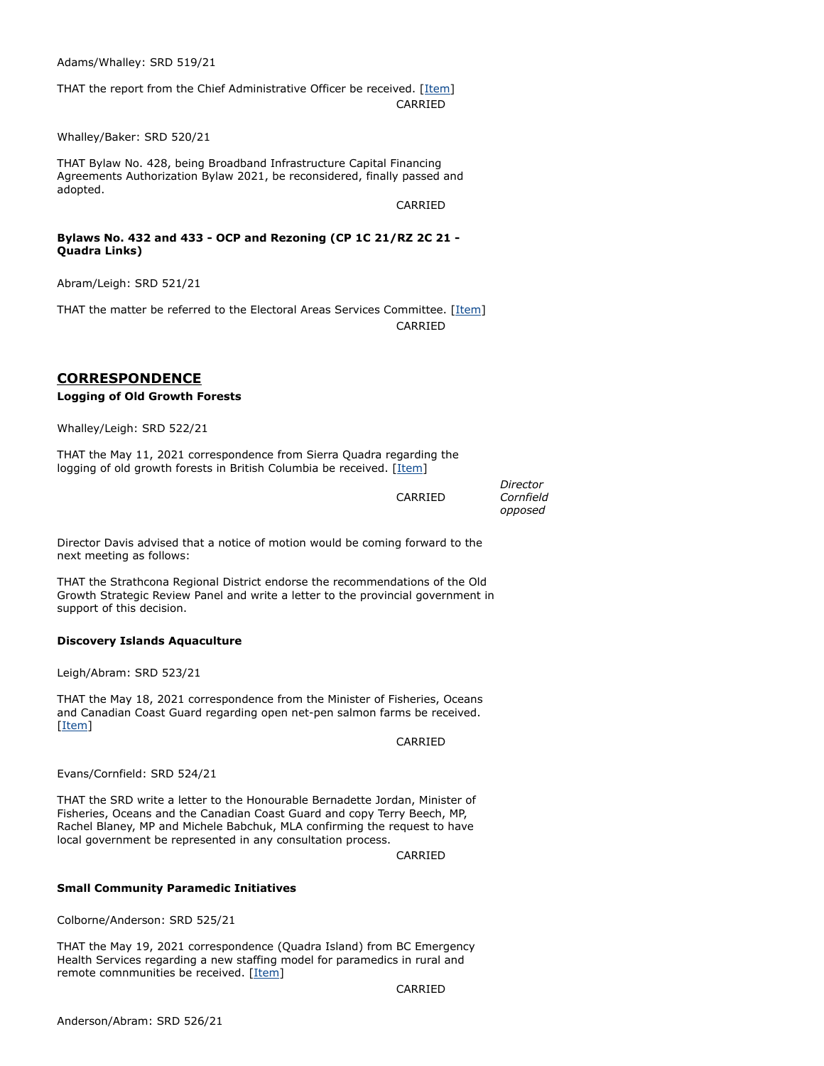Adams/Whalley: SRD 519/21

THAT the report from the Chief Administrative Officer be received. [Item]

CARRIED

Whalley/Baker: SRD 520/21

THAT Bylaw No. 428, being Broadband Infrastructure Capital Financing Agreements Authorization Bylaw 2021, be reconsidered, finally passed and adopted.

CARRIED

**Bylaws No. 432 and 433 - OCP and Rezoning (CP 1C 21/RZ 2C 21 - Quadra Links)**

Abram/Leigh: SRD 521/21

THAT the matter be referred to the Electoral Areas Services Committee. [Item]

CARRIED

## CORRESPONDENCE

**Logging of Old Growth Forests**

Whalley/Leigh: SRD 522/21

THAT the May 11, 2021 correspondence from Sierra Quadra regarding the logging of old growth forests in British Columbia be received. [Item]

CARRIED *Director Cornfield opposed*

Director Davis advised that a notice of motion would be coming forward to the next meeting as follows:

THAT the Strathcona Regional District endorse the recommendations of the Old Growth Strategic Review Panel and write a letter to the provincial government in support of this decision.

**Discovery Islands Aquaculture**

Leigh/Abram: SRD 523/21

THAT the May 18, 2021 correspondence from the Minister of Fisheries, Oceans and Canadian Coast Guard regarding open net-pen salmon farms be received. [Item]

CARRIED

Evans/Cornfield: SRD 524/21

THAT the SRD write a letter to the Honourable Bernadette Jordan, Minister of Fisheries, Oceans and the Canadian Coast Guard and copy Terry Beech, MP, Rachel Blaney, MP and Michele Babchuk, MLA confirming the request to have local government be represented in any consultation process.

CARRIED

**Small Community Paramedic Initiatives**

Colborne/Anderson: SRD 525/21

THAT the May 19, 2021 correspondence (Quadra Island) from BC Emergency Health Services regarding a new staffing model for paramedics in rural and remote comnmunities be received. [Item]

CARRIED

Anderson/Abram: SRD 526/21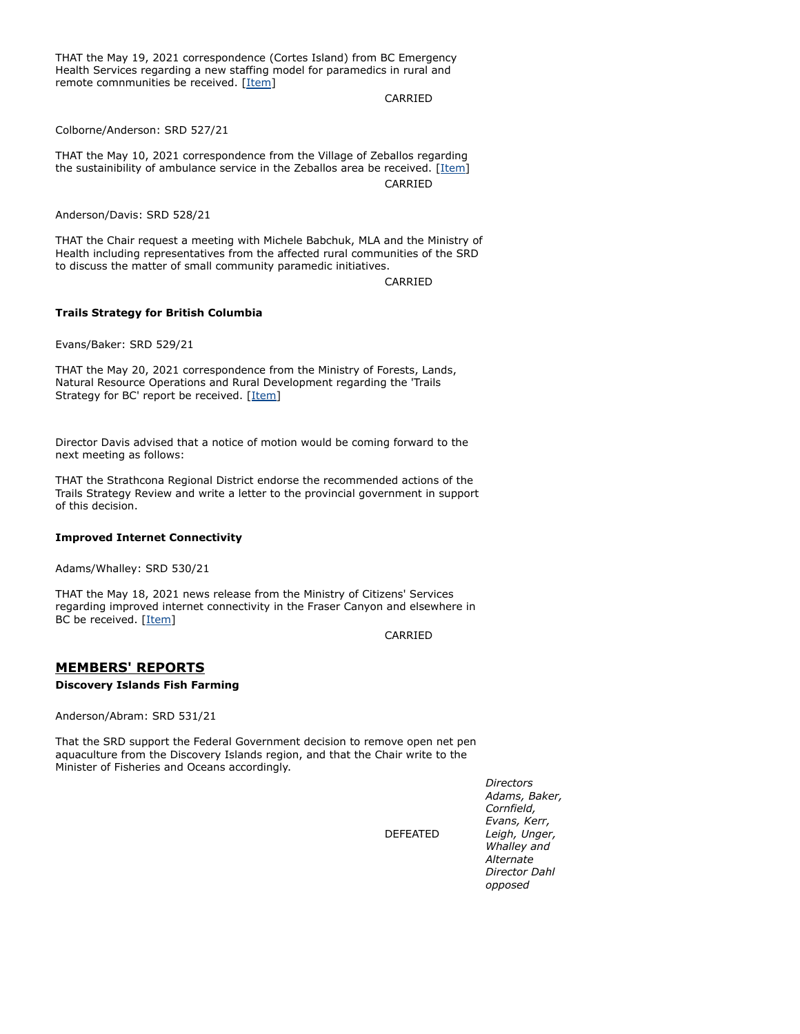THAT the May 19, 2021 correspondence (Cortes Island) from BC Emergency Health Services regarding a new staffing model for paramedics in rural and remote comnmunities be received. [Item]

CARRIED

Colborne/Anderson: SRD 527/21

THAT the May 10, 2021 correspondence from the Village of Zeballos regarding the sustainibility of ambulance service in the Zeballos area be received. [Item]

CARRIED

Anderson/Davis: SRD 528/21

THAT the Chair request a meeting with Michele Babchuk, MLA and the Ministry of Health including representatives from the affected rural communities of the SRD to discuss the matter of small community paramedic initiatives.

CARRIED

**Trails Strategy for British Columbia**

Evans/Baker: SRD 529/21

THAT the May 20, 2021 correspondence from the Ministry of Forests, Lands, Natural Resource Operations and Rural Development regarding the 'Trails Strategy for BC' report be received. [Item]

Director Davis advised that a notice of motion would be coming forward to the next meeting as follows:

THAT the Strathcona Regional District endorse the recommended actions of the Trails Strategy Review and write a letter to the provincial government in support of this decision.

**Improved Internet Connectivity**

Adams/Whalley: SRD 530/21

THAT the May 18, 2021 news release from the Ministry of Citizens' Services regarding improved internet connectivity in the Fraser Canyon and elsewhere in BC be received. [Item]

CARRIED

## MEMBERS' REPORTS

**Discovery Islands Fish Farming**

Anderson/Abram: SRD 531/21

That the SRD support the Federal Government decision to remove open net pen aquaculture from the Discovery Islands region, and that the Chair write to the Minister of Fisheries and Oceans accordingly.

DEFEATED

*Directors Adams, Baker, Cornfield, Evans, Kerr, Leigh, Unger, Whalley and Alternate Director Dahl opposed*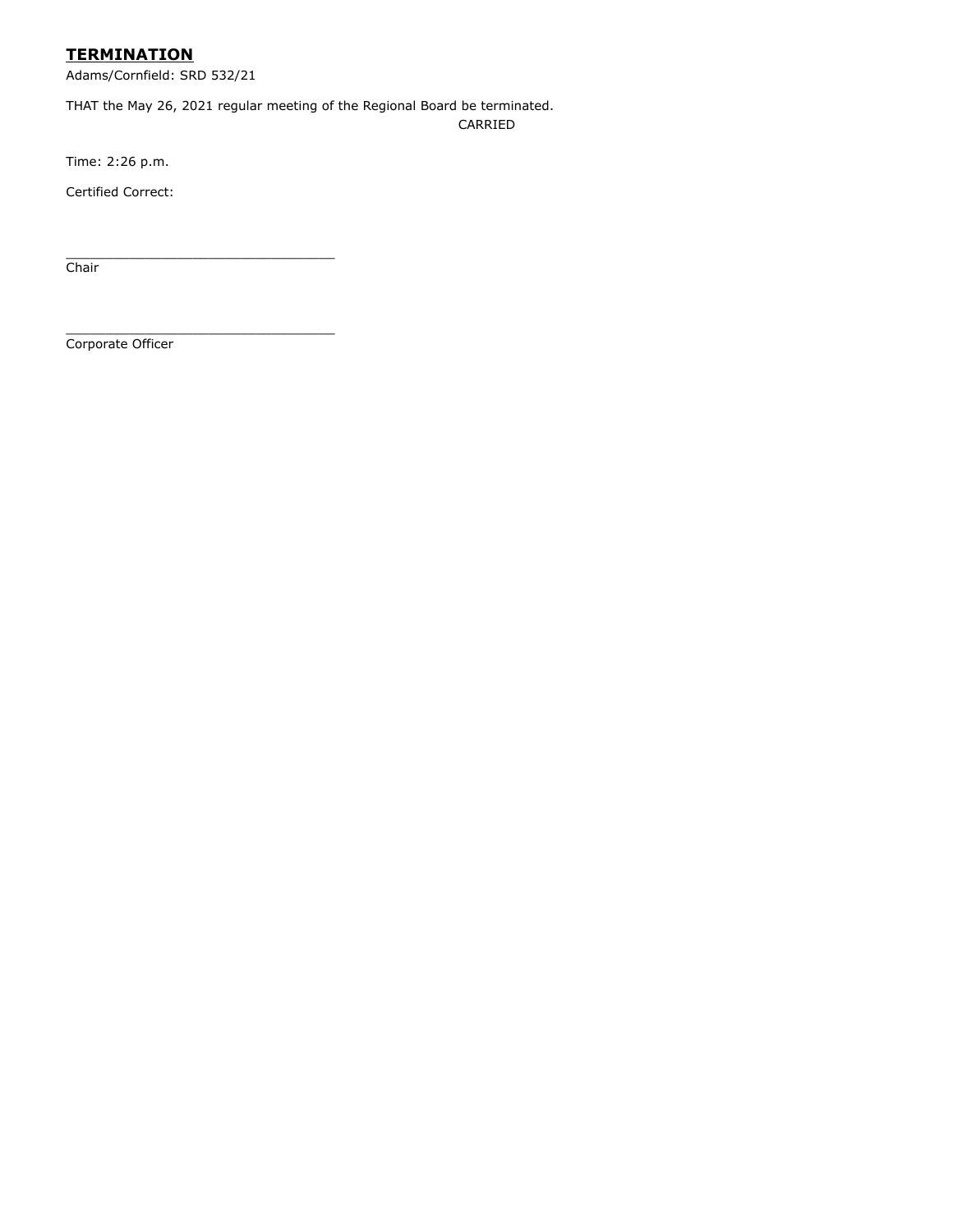## **TERMINATION**

Adams/Cornfield: SRD 532/21

THAT the May 26, 2021 regular meeting of the Regional Board be terminated.

CARRIED

Time: 2:26 p.m.

Certified Correct:

___________________________________
Chair

___________________________________
Corporate Officer